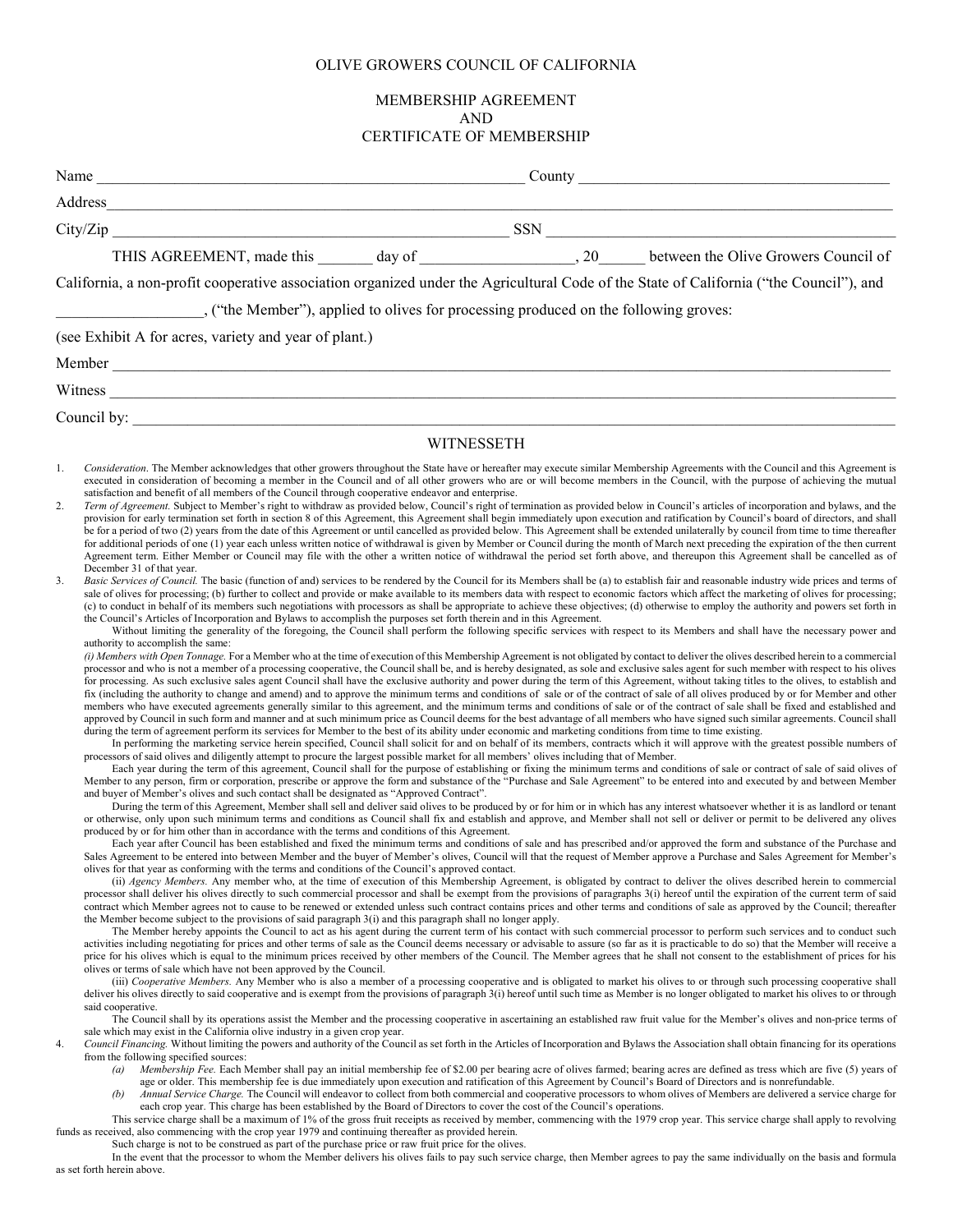OLIVE GROWERS COUNCIL OF CALIFORNIA

MEMBERSHIP AGREEMENT
AND
CERTIFICATE OF MEMBERSHIP

Name _______________________________________________ County ____________________________________

Address_____________________________________________________________________________________

City/Zip _____________________________________________ SSN _______________________________________

THIS AGREEMENT, made this _______ day of ___________________, 20______ between the Olive Growers Council of California, a non-profit cooperative association organized under the Agricultural Code of the State of California ("the Council"), and __________________, ("the Member"), applied to olives for processing produced on the following groves:

(see Exhibit A for acres, variety and year of plant.)

Member _____________________________________________________________________________________

Witness _____________________________________________________________________________________

Council by: __________________________________________________________________________________

WITNESSETH

1. *Consideration.* The Member acknowledges that other growers throughout the State have or hereafter may execute similar Membership Agreements with the Council and this Agreement is executed in consideration of becoming a member in the Council and of all other growers who are or will become members in the Council, with the purpose of achieving the mutual satisfaction and benefit of all members of the Council through cooperative endeavor and enterprise.

2. *Term of Agreement.* Subject to Member's right to withdraw as provided below, Council's right of termination as provided below in Council's articles of incorporation and bylaws, and the provision for early termination set forth in section 8 of this Agreement, this Agreement shall begin immediately upon execution and ratification by Council's board of directors, and shall be for a period of two (2) years from the date of this Agreement or until cancelled as provided below. This Agreement shall be extended unilaterally by council from time to time thereafter for additional periods of one (1) year each unless written notice of withdrawal is given by Member or Council during the month of March next preceding the expiration of the then current Agreement term. Either Member or Council may file with the other a written notice of withdrawal the period set forth above, and thereupon this Agreement shall be cancelled as of December 31 of that year.

3. *Basic Services of Council.* The basic (function of and) services to be rendered by the Council for its Members shall be (a) to establish fair and reasonable industry wide prices and terms of sale of olives for processing; (b) further to collect and provide or make available to its members data with respect to economic factors which affect the marketing of olives for processing; (c) to conduct in behalf of its members such negotiations with processors as shall be appropriate to achieve these objectives; (d) otherwise to employ the authority and powers set forth in the Council's Articles of Incorporation and Bylaws to accomplish the purposes set forth therein and in this Agreement.

   Without limiting the generality of the foregoing, the Council shall perform the following specific services with respect to its Members and shall have the necessary power and authority to accomplish the same:

   *(i) Members with Open Tonnage.* For a Member who at the time of execution of this Membership Agreement is not obligated by contact to deliver the olives described herein to a commercial processor and who is not a member of a processing cooperative, the Council shall be, and is hereby designated, as sole and exclusive sales agent for such member with respect to his olives for processing. As such exclusive sales agent Council shall have the exclusive authority and power during the term of this Agreement, without taking titles to the olives, to establish and fix (including the authority to change and amend) and to approve the minimum terms and conditions of sale or of the contract of sale of all olives produced by or for Member and other members who have executed agreements generally similar to this agreement, and the minimum terms and conditions of sale or of the contract of sale shall be fixed and established and approved by Council in such form and manner and at such minimum price as Council deems for the best advantage of all members who have signed such similar agreements. Council shall during the term of agreement perform its services for Member to the best of its ability under economic and marketing conditions from time to time existing.

   In performing the marketing service herein specified, Council shall solicit for and on behalf of its members, contracts which it will approve with the greatest possible numbers of processors of said olives and diligently attempt to procure the largest possible market for all members' olives including that of Member.

   Each year during the term of this agreement, Council shall for the purpose of establishing or fixing the minimum terms and conditions of sale or contract of sale of said olives of Member to any person, firm or corporation, prescribe or approve the form and substance of the "Purchase and Sale Agreement" to be entered into and executed by and between Member and buyer of Member's olives and such contact shall be designated as "Approved Contract".

   During the term of this Agreement, Member shall sell and deliver said olives to be produced by or for him or in which has any interest whatsoever whether it is as landlord or tenant or otherwise, only upon such minimum terms and conditions as Council shall fix and establish and approve, and Member shall not sell or deliver or permit to be delivered any olives produced by or for him other than in accordance with the terms and conditions of this Agreement.

   Each year after Council has been established and fixed the minimum terms and conditions of sale and has prescribed and/or approved the form and substance of the Purchase and Sales Agreement to be entered into between Member and the buyer of Member's olives, Council will that the request of Member approve a Purchase and Sales Agreement for Member's olives for that year as conforming with the terms and conditions of the Council's approved contact.

   (ii) *Agency Members.* Any member who, at the time of execution of this Membership Agreement, is obligated by contract to deliver the olives described herein to commercial processor shall deliver his olives directly to such commercial processor and shall be exempt from the provisions of paragraphs 3(i) hereof until the expiration of the current term of said contract which Member agrees not to cause to be renewed or extended unless such contract contains prices and other terms and conditions of sale as approved by the Council; thereafter the Member become subject to the provisions of said paragraph 3(i) and this paragraph shall no longer apply.

   The Member hereby appoints the Council to act as his agent during the current term of his contact with such commercial processor to perform such services and to conduct such activities including negotiating for prices and other terms of sale as the Council deems necessary or advisable to assure (so far as it is practicable to do so) that the Member will receive a price for his olives which is equal to the minimum prices received by other members of the Council. The Member agrees that he shall not consent to the establishment of prices for his olives or terms of sale which have not been approved by the Council.

   (iii) *Cooperative Members.* Any Member who is also a member of a processing cooperative and is obligated to market his olives to or through such processing cooperative shall deliver his olives directly to said cooperative and is exempt from the provisions of paragraph 3(i) hereof until such time as Member is no longer obligated to market his olives to or through said cooperative.

   The Council shall by its operations assist the Member and the processing cooperative in ascertaining an established raw fruit value for the Member's olives and non-price terms of sale which may exist in the California olive industry in a given crop year.

4. *Council Financing.* Without limiting the powers and authority of the Council as set forth in the Articles of Incorporation and Bylaws the Association shall obtain financing for its operations from the following specified sources:

   *(a) Membership Fee.* Each Member shall pay an initial membership fee of $2.00 per bearing acre of olives farmed; bearing acres are defined as tress which are five (5) years of age or older. This membership fee is due immediately upon execution and ratification of this Agreement by Council's Board of Directors and is nonrefundable.

   *(b) Annual Service Charge.* The Council will endeavor to collect from both commercial and cooperative processors to whom olives of Members are delivered a service charge for each crop year. This charge has been established by the Board of Directors to cover the cost of the Council's operations.

   This service charge shall be a maximum of 1% of the gross fruit receipts as received by member, commencing with the 1979 crop year. This service charge shall apply to revolving funds as received, also commencing with the crop year 1979 and continuing thereafter as provided herein.

   Such charge is not to be construed as part of the purchase price or raw fruit price for the olives.

   In the event that the processor to whom the Member delivers his olives fails to pay such service charge, then Member agrees to pay the same individually on the basis and formula as set forth herein above.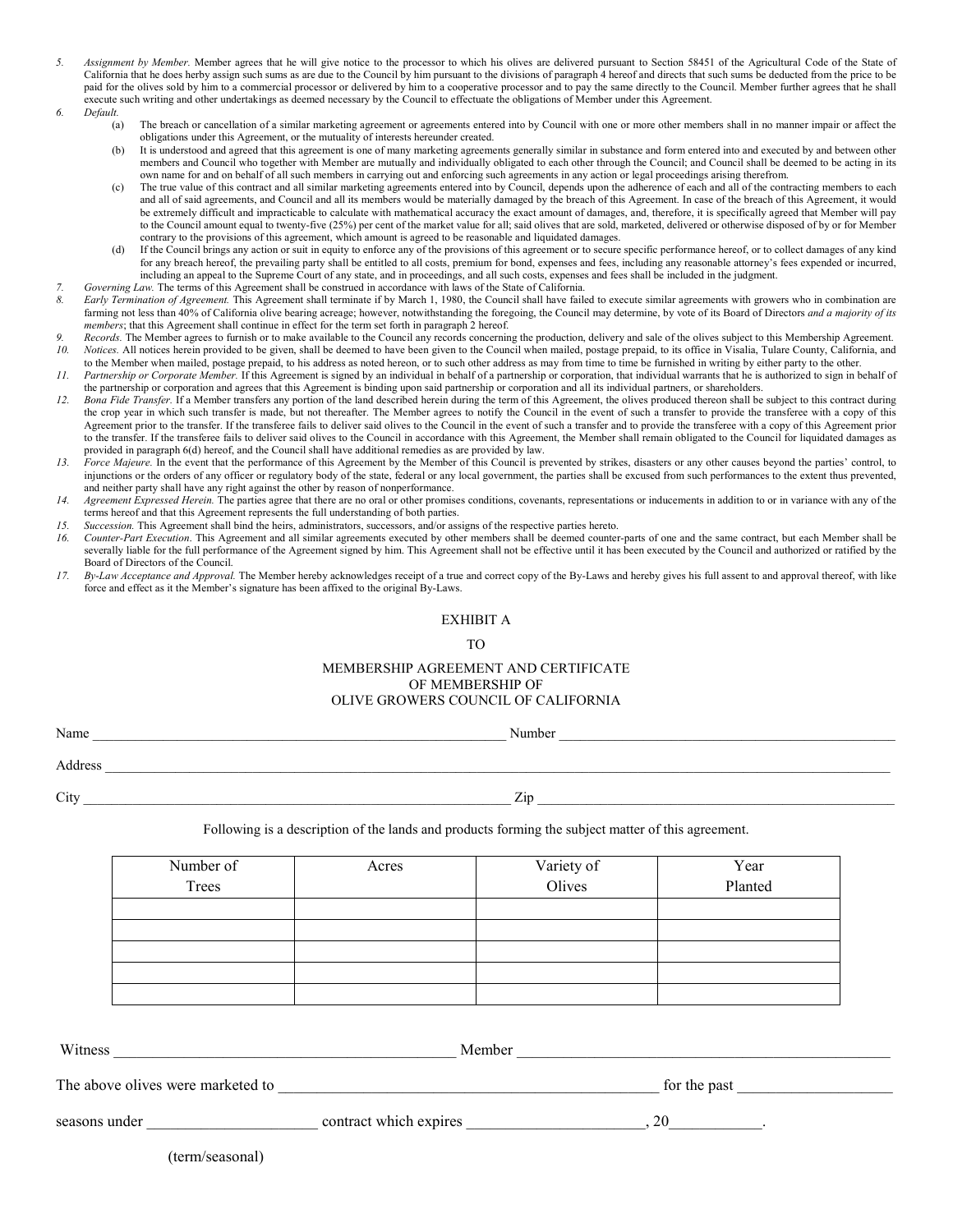5. *Assignment by Member.* Member agrees that he will give notice to the processor to which his olives are delivered pursuant to Section 58451 of the Agricultural Code of the State of California that he does herby assign such sums as are due to the Council by him pursuant to the divisions of paragraph 4 hereof and directs that such sums be deducted from the price to be paid for the olives sold by him to a commercial processor or delivered by him to a cooperative processor and to pay the same directly to the Council. Member further agrees that he shall execute such writing and other undertakings as deemed necessary by the Council to effectuate the obligations of Member under this Agreement.
6. *Default.*
   - (a) The breach or cancellation of a similar marketing agreement or agreements entered into by Council with one or more other members shall in no manner impair or affect the obligations under this Agreement, or the mutuality of interests hereunder created.
   - (b) It is understood and agreed that this agreement is one of many marketing agreements generally similar in substance and form entered into and executed by and between other members and Council who together with Member are mutually and individually obligated to each other through the Council; and Council shall be deemed to be acting in its own name for and on behalf of all such members in carrying out and enforcing such agreements in any action or legal proceedings arising therefrom.
   - (c) The true value of this contract and all similar marketing agreements entered into by Council, depends upon the adherence of each and all of the contracting members to each and all of said agreements, and Council and all its members would be materially damaged by the breach of this Agreement. In case of the breach of this Agreement, it would be extremely difficult and impracticable to calculate with mathematical accuracy the exact amount of damages, and, therefore, it is specifically agreed that Member will pay to the Council amount equal to twenty-five (25%) per cent of the market value for all; said olives that are sold, marketed, delivered or otherwise disposed of by or for Member contrary to the provisions of this agreement, which amount is agreed to be reasonable and liquidated damages.
   - (d) If the Council brings any action or suit in equity to enforce any of the provisions of this agreement or to secure specific performance hereof, or to collect damages of any kind for any breach hereof, the prevailing party shall be entitled to all costs, premium for bond, expenses and fees, including any reasonable attorney's fees expended or incurred, including an appeal to the Supreme Court of any state, and in proceedings, and all such costs, expenses and fees shall be included in the judgment.
7. *Governing Law.* The terms of this Agreement shall be construed in accordance with laws of the State of California.
8. *Early Termination of Agreement.* This Agreement shall terminate if by March 1, 1980, the Council shall have failed to execute similar agreements with growers who in combination are farming not less than 40% of California olive bearing acreage; however, notwithstanding the foregoing, the Council may determine, by vote of its Board of Directors *and a majority of its members*; that this Agreement shall continue in effect for the term set forth in paragraph 2 hereof.
9. *Records.* The Member agrees to furnish or to make available to the Council any records concerning the production, delivery and sale of the olives subject to this Membership Agreement.
10. *Notices.* All notices herein provided to be given, shall be deemed to have been given to the Council when mailed, postage prepaid, to its office in Visalia, Tulare County, California, and to the Member when mailed, postage prepaid, to his address as noted hereon, or to such other address as may from time to time be furnished in writing by either party to the other.
11. *Partnership or Corporate Member.* If this Agreement is signed by an individual in behalf of a partnership or corporation, that individual warrants that he is authorized to sign in behalf of the partnership or corporation and agrees that this Agreement is binding upon said partnership or corporation and all its individual partners, or shareholders.
12. *Bona Fide Transfer.* If a Member transfers any portion of the land described herein during the term of this Agreement, the olives produced thereon shall be subject to this contract during the crop year in which such transfer is made, but not thereafter. The Member agrees to notify the Council in the event of such a transfer to provide the transferee with a copy of this Agreement prior to the transfer. If the transferee fails to deliver said olives to the Council in the event of such a transfer and to provide the transferee with a copy of this Agreement prior to the transfer. If the transferee fails to deliver said olives to the Council in accordance with this Agreement, the Member shall remain obligated to the Council for liquidated damages as provided in paragraph 6(d) hereof, and the Council shall have additional remedies as are provided by law.
13. *Force Majeure.* In the event that the performance of this Agreement by the Member of this Council is prevented by strikes, disasters or any other causes beyond the parties' control, to injunctions or the orders of any officer or regulatory body of the state, federal or any local government, the parties shall be excused from such performances to the extent thus prevented, and neither party shall have any right against the other by reason of nonperformance.
14. *Agreement Expressed Herein.* The parties agree that there are no oral or other promises conditions, covenants, representations or inducements in addition to or in variance with any of the terms hereof and that this Agreement represents the full understanding of both parties.
15. *Succession.* This Agreement shall bind the heirs, administrators, successors, and/or assigns of the respective parties hereto.
16. *Counter-Part Execution.* This Agreement and all similar agreements executed by other members shall be deemed counter-parts of one and the same contract, but each Member shall be severally liable for the full performance of the Agreement signed by him. This Agreement shall not be effective until it has been executed by the Council and authorized or ratified by the Board of Directors of the Council.
17. *By-Law Acceptance and Approval.* The Member hereby acknowledges receipt of a true and correct copy of the By-Laws and hereby gives his full assent to and approval thereof, with like force and effect as it the Member's signature has been affixed to the original By-Laws.

EXHIBIT A

TO

MEMBERSHIP AGREEMENT AND CERTIFICATE
OF MEMBERSHIP OF
OLIVE GROWERS COUNCIL OF CALIFORNIA

Name ______________________________ Number ______________________________

Address ____________________________________________________________

City ______________________________ Zip ______________________________

Following is a description of the lands and products forming the subject matter of this agreement.

| Number of Trees | Acres | Variety of Olives | Year Planted |
|---|---|---|---|
| | | | |
| | | | |
| | | | |
| | | | |
| | | | |

Witness ______________________________ Member ______________________________

The above olives were marketed to ______________________________ for the past ____________

seasons under ______________ contract which expires ______________, 20__________.

(term/seasonal)